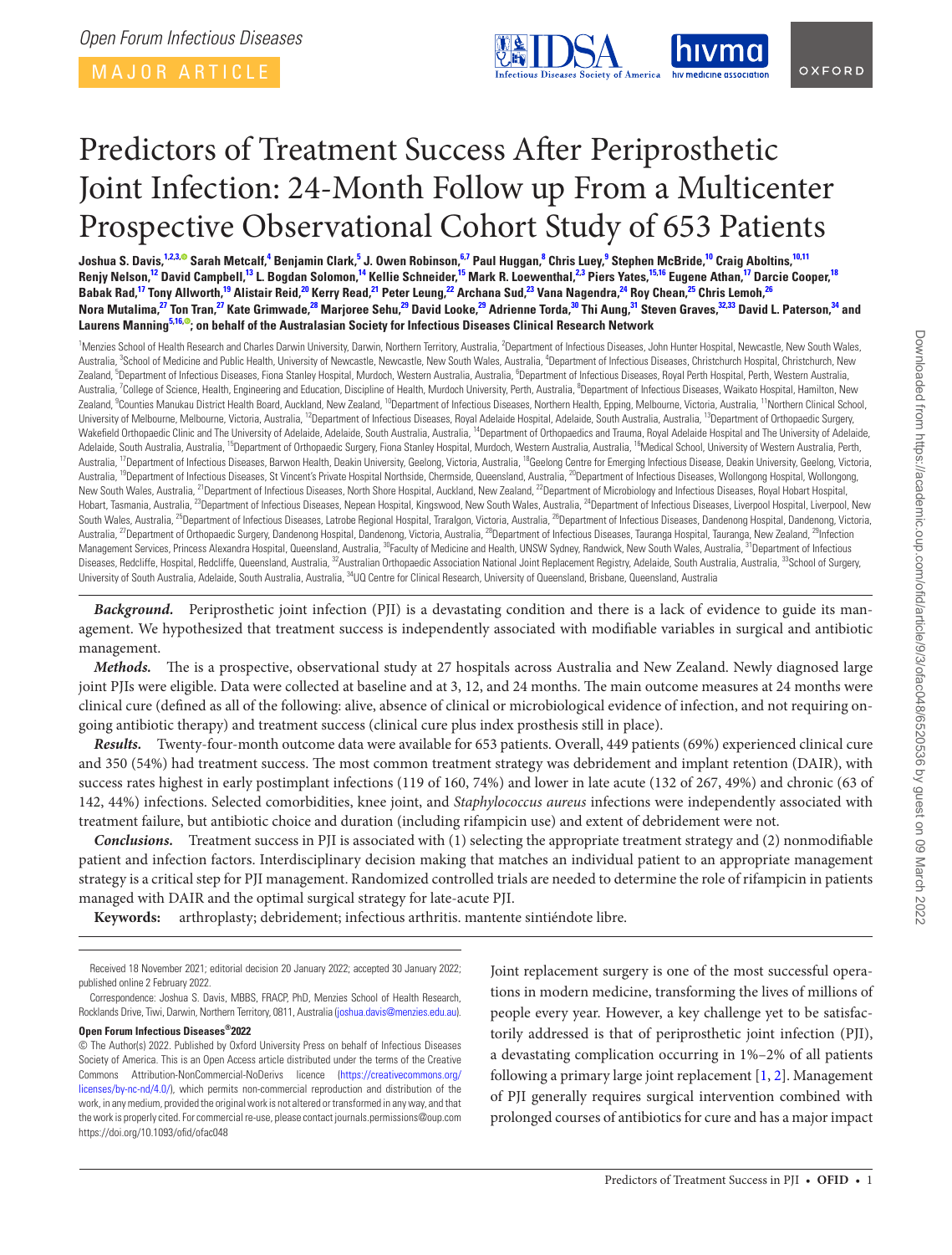Open Forum Infectious Diseases

MAJOR ARTICLE

# Predictors of Treatment Success After Periprosthetic Joint Infection: 24-Month Follow up From a Multicenter Prospective Observational Cohort Study of 653 Patients

**Joshua S. Davis,[1,2,3] Sarah Metcalf,[4] Benjamin Clark,[5] J. Owen Robinson,[6,7] Paul Huggan,[8] Chris Luey,[9] Stephen McBride,[10] Craig Aboltins,[10,11] Renjy Nelson,[12] David Campbell,[13] L. Bogdan Solomon,[14] Kellie Schneider,[15] Mark R. Loewenthal,[2,3] Piers Yates,[15,16] Eugene Athan,[17] Darcie Cooper,[18] Babak Rad,[17] Tony Allworth,[19] Alistair Reid,[20] Kerry Read,[21] Peter Leung,[22] Archana Sud,[23] Vana Nagendra,[24] Roy Chean,[25] Chris Lemoh,[26] Nora Mutalima,[27] Ton Tran,[27] Kate Grimwade,[28] Marjoree Sehu,[29] David Looke,[29] Adrienne Torda,[30] Thi Aung,[31] Steven Graves,[32,33] David L. Paterson,[34] and Laurens Manning[5,16]; on behalf of the Australasian Society for Infectious Diseases Clinical Research Network**

[1]Menzies School of Health Research and Charles Darwin University, Darwin, Northern Territory, Australia, [2]Department of Infectious Diseases, John Hunter Hospital, Newcastle, New South Wales, Australia, [3]School of Medicine and Public Health, University of Newcastle, Newcastle, New South Wales, Australia, [4]Department of Infectious Diseases, Christchurch Hospital, Christchurch, New Zealand, [5]Department of Infectious Diseases, Fiona Stanley Hospital, Murdoch, Western Australia, Australia, [6]Department of Infectious Diseases, Royal Perth Hospital, Perth, Western Australia, Australia, [7]College of Science, Health, Engineering and Education, Discipline of Health, Murdoch University, Perth, Australia, [8]Department of Infectious Diseases, Waikato Hospital, Hamilton, New Zealand, [9]Counties Manukau District Health Board, Auckland, New Zealand, [10]Department of Infectious Diseases, Northern Health, Epping, Melbourne, Victoria, Australia, [11]Northern Clinical School, University of Melbourne, Melbourne, Victoria, Australia, [12]Department of Infectious Diseases, Royal Adelaide Hospital, Adelaide, South Australia, Australia, [13]Department of Orthopaedic Surgery, Wakefield Orthopaedic Clinic and The University of Adelaide, Adelaide, South Australia, Australia, [14]Department of Orthopaedics and Trauma, Royal Adelaide Hospital and The University of Adelaide, Adelaide, South Australia, Australia, [15]Department of Orthopaedic Surgery, Fiona Stanley Hospital, Murdoch, Western Australia, Australia, [16]Medical School, University of Western Australia, Perth, Australia, [17]Department of Infectious Diseases, Barwon Health, Deakin University, Geelong, Victoria, Australia, [18]Geelong Centre for Emerging Infectious Disease, Deakin University, Geelong, Victoria, Australia, [19]Department of Infectious Diseases, St Vincent's Private Hospital Northside, Chermside, Queensland, Australia, [20]Department of Infectious Diseases, Wollongong Hospital, Wollongong, New South Wales, Australia, [21]Department of Infectious Diseases, North Shore Hospital, Auckland, New Zealand, [22]Department of Microbiology and Infectious Diseases, Royal Hobart Hospital, Hobart, Tasmania, Australia, [23]Department of Infectious Diseases, Nepean Hospital, Kingswood, New South Wales, Australia, [24]Department of Infectious Diseases, Liverpool Hospital, Liverpool, New South Wales, Australia, [25]Department of Infectious Diseases, Latrobe Regional Hospital, Traralgon, Victoria, Australia, [26]Department of Infectious Diseases, Dandenong Hospital, Dandenong, Victoria, Australia, [27]Department of Orthopaedic Surgery, Dandenong Hospital, Dandenong, Victoria, Australia, [28]Department of Infectious Diseases, Tauranga Hospital, Tauranga, New Zealand, [29]Infection Management Services, Princess Alexandra Hospital, Queensland, Australia, [30]Faculty of Medicine and Health, UNSW Sydney, Randwick, New South Wales, Australia, [31]Department of Infectious Diseases, Redcliffe, Hospital, Redcliffe, Queensland, Australia, [32]Australian Orthopaedic Association National Joint Replacement Registry, Adelaide, South Australia, Australia, [33]School of Surgery, University of South Australia, Adelaide, South Australia, Australia, [34]UQ Centre for Clinical Research, University of Queensland, Brisbane, Queensland, Australia

***Background.*** Periprosthetic joint infection (PJI) is a devastating condition and there is a lack of evidence to guide its management. We hypothesized that treatment success is independently associated with modifiable variables in surgical and antibiotic management.

***Methods.*** The is a prospective, observational study at 27 hospitals across Australia and New Zealand. Newly diagnosed large joint PJIs were eligible. Data were collected at baseline and at 3, 12, and 24 months. The main outcome measures at 24 months were clinical cure (defined as all of the following: alive, absence of clinical or microbiological evidence of infection, and not requiring ongoing antibiotic therapy) and treatment success (clinical cure plus index prosthesis still in place).

***Results.*** Twenty-four-month outcome data were available for 653 patients. Overall, 449 patients (69%) experienced clinical cure and 350 (54%) had treatment success. The most common treatment strategy was debridement and implant retention (DAIR), with success rates highest in early postimplant infections (119 of 160, 74%) and lower in late acute (132 of 267, 49%) and chronic (63 of 142, 44%) infections. Selected comorbidities, knee joint, and *Staphylococcus aureus* infections were independently associated with treatment failure, but antibiotic choice and duration (including rifampicin use) and extent of debridement were not.

***Conclusions.*** Treatment success in PJI is associated with (1) selecting the appropriate treatment strategy and (2) nonmodifiable patient and infection factors. Interdisciplinary decision making that matches an individual patient to an appropriate management strategy is a critical step for PJI management. Randomized controlled trials are needed to determine the role of rifampicin in patients managed with DAIR and the optimal surgical strategy for late-acute PJI.

**Keywords:** arthroplasty; debridement; infectious arthritis. mantente sintiéndote libre.

Received 18 November 2021; editorial decision 20 January 2022; accepted 30 January 2022; published online 2 February 2022.

Correspondence: Joshua S. Davis, MBBS, FRACP, PhD, Menzies School of Health Research, Rocklands Drive, Tiwi, Darwin, Northern Territory, 0811, Australia (joshua.davis@menzies.edu.au).

**Open Forum Infectious Diseases®2022**

© The Author(s) 2022. Published by Oxford University Press on behalf of Infectious Diseases Society of America. This is an Open Access article distributed under the terms of the Creative Commons Attribution-NonCommercial-NoDerivs licence (https://creativecommons.org/licenses/by-nc-nd/4.0/), which permits non-commercial reproduction and distribution of the work, in any medium, provided the original work is not altered or transformed in any way, and that the work is properly cited. For commercial re-use, please contact journals.permissions@oup.com https://doi.org/10.1093/ofid/ofac048

Joint replacement surgery is one of the most successful operations in modern medicine, transforming the lives of millions of people every year. However, a key challenge yet to be satisfactorily addressed is that of periprosthetic joint infection (PJI), a devastating complication occurring in 1%–2% of all patients following a primary large joint replacement [1, 2]. Management of PJI generally requires surgical intervention combined with prolonged courses of antibiotics for cure and has a major impact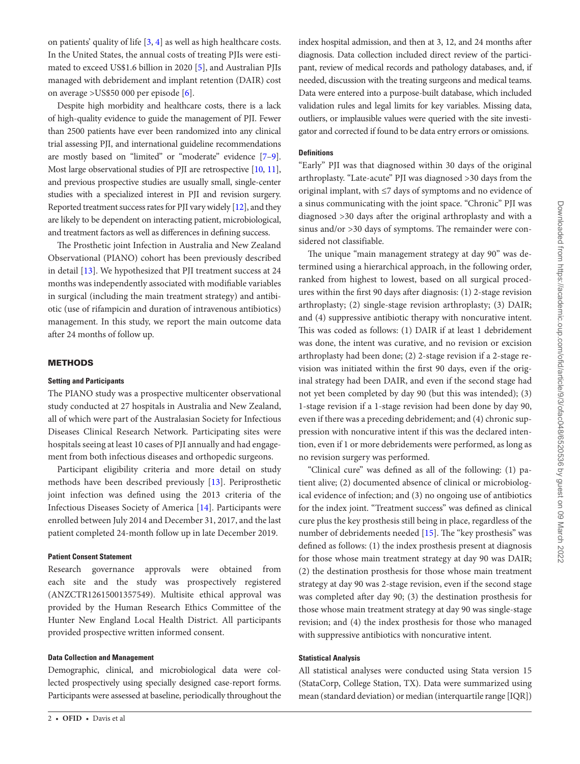on patients' quality of life [3, 4] as well as high healthcare costs. In the United States, the annual costs of treating PJIs were estimated to exceed US$1.6 billion in 2020 [5], and Australian PJIs managed with debridement and implant retention (DAIR) cost on average >US$50 000 per episode [6].

Despite high morbidity and healthcare costs, there is a lack of high-quality evidence to guide the management of PJI. Fewer than 2500 patients have ever been randomized into any clinical trial assessing PJI, and international guideline recommendations are mostly based on "limited" or "moderate" evidence [7–9]. Most large observational studies of PJI are retrospective [10, 11], and previous prospective studies are usually small, single-center studies with a specialized interest in PJI and revision surgery. Reported treatment success rates for PJI vary widely [12], and they are likely to be dependent on interacting patient, microbiological, and treatment factors as well as differences in defining success.

The Prosthetic joint Infection in Australia and New Zealand Observational (PIANO) cohort has been previously described in detail [13]. We hypothesized that PJI treatment success at 24 months was independently associated with modifiable variables in surgical (including the main treatment strategy) and antibiotic (use of rifampicin and duration of intravenous antibiotics) management. In this study, we report the main outcome data after 24 months of follow up.

## METHODS

### Setting and Participants

The PIANO study was a prospective multicenter observational study conducted at 27 hospitals in Australia and New Zealand, all of which were part of the Australasian Society for Infectious Diseases Clinical Research Network. Participating sites were hospitals seeing at least 10 cases of PJI annually and had engagement from both infectious diseases and orthopedic surgeons.

Participant eligibility criteria and more detail on study methods have been described previously [13]. Periprosthetic joint infection was defined using the 2013 criteria of the Infectious Diseases Society of America [14]. Participants were enrolled between July 2014 and December 31, 2017, and the last patient completed 24-month follow up in late December 2019.

### Patient Consent Statement

Research governance approvals were obtained from each site and the study was prospectively registered (ANZCTR12615001357549). Multisite ethical approval was provided by the Human Research Ethics Committee of the Hunter New England Local Health District. All participants provided prospective written informed consent.

### Data Collection and Management

Demographic, clinical, and microbiological data were collected prospectively using specially designed case-report forms. Participants were assessed at baseline, periodically throughout the index hospital admission, and then at 3, 12, and 24 months after diagnosis. Data collection included direct review of the participant, review of medical records and pathology databases, and, if needed, discussion with the treating surgeons and medical teams. Data were entered into a purpose-built database, which included validation rules and legal limits for key variables. Missing data, outliers, or implausible values were queried with the site investigator and corrected if found to be data entry errors or omissions.

### Definitions

"Early" PJI was that diagnosed within 30 days of the original arthroplasty. "Late-acute" PJI was diagnosed >30 days from the original implant, with ≤7 days of symptoms and no evidence of a sinus communicating with the joint space. "Chronic" PJI was diagnosed >30 days after the original arthroplasty and with a sinus and/or >30 days of symptoms. The remainder were considered not classifiable.

The unique "main management strategy at day 90" was determined using a hierarchical approach, in the following order, ranked from highest to lowest, based on all surgical procedures within the first 90 days after diagnosis: (1) 2-stage revision arthroplasty; (2) single-stage revision arthroplasty; (3) DAIR; and (4) suppressive antibiotic therapy with noncurative intent. This was coded as follows: (1) DAIR if at least 1 debridement was done, the intent was curative, and no revision or excision arthroplasty had been done; (2) 2-stage revision if a 2-stage revision was initiated within the first 90 days, even if the original strategy had been DAIR, and even if the second stage had not yet been completed by day 90 (but this was intended); (3) 1-stage revision if a 1-stage revision had been done by day 90, even if there was a preceding debridement; and (4) chronic suppression with noncurative intent if this was the declared intention, even if 1 or more debridements were performed, as long as no revision surgery was performed.

"Clinical cure" was defined as all of the following: (1) patient alive; (2) documented absence of clinical or microbiological evidence of infection; and (3) no ongoing use of antibiotics for the index joint. "Treatment success" was defined as clinical cure plus the key prosthesis still being in place, regardless of the number of debridements needed [15]. The "key prosthesis" was defined as follows: (1) the index prosthesis present at diagnosis for those whose main treatment strategy at day 90 was DAIR; (2) the destination prosthesis for those whose main treatment strategy at day 90 was 2-stage revision, even if the second stage was completed after day 90; (3) the destination prosthesis for those whose main treatment strategy at day 90 was single-stage revision; and (4) the index prosthesis for those who managed with suppressive antibiotics with noncurative intent.

### Statistical Analysis

All statistical analyses were conducted using Stata version 15 (StataCorp, College Station, TX). Data were summarized using mean (standard deviation) or median (interquartile range [IQR])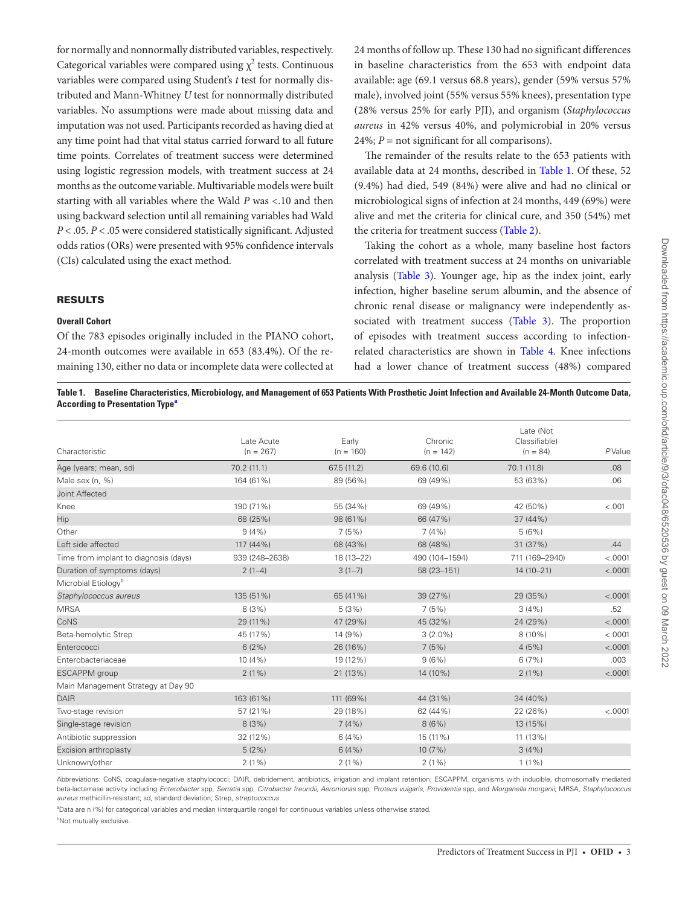for normally and nonnormally distributed variables, respectively. Categorical variables were compared using $\chi^2$ tests. Continuous variables were compared using Student's *t* test for normally distributed and Mann-Whitney *U* test for nonnormally distributed variables. No assumptions were made about missing data and imputation was not used. Participants recorded as having died at any time point had that vital status carried forward to all future time points. Correlates of treatment success were determined using logistic regression models, with treatment success at 24 months as the outcome variable. Multivariable models were built starting with all variables where the Wald *P* was <.10 and then using backward selection until all remaining variables had Wald $P < .05$. $P < .05$ were considered statistically significant. Adjusted odds ratios (ORs) were presented with 95% confidence intervals (CIs) calculated using the exact method.

## RESULTS

### Overall Cohort

Of the 783 episodes originally included in the PIANO cohort, 24-month outcomes were available in 653 (83.4%). Of the remaining 130, either no data or incomplete data were collected at 24 months of follow up. These 130 had no significant differences in baseline characteristics from the 653 with endpoint data available: age (69.1 versus 68.8 years), gender (59% versus 57% male), involved joint (55% versus 55% knees), presentation type (28% versus 25% for early PJI), and organism (*Staphylococcus aureus* in 42% versus 40%, and polymicrobial in 20% versus 24%; *P* = not significant for all comparisons).

The remainder of the results relate to the 653 patients with available data at 24 months, described in Table 1. Of these, 52 (9.4%) had died, 549 (84%) were alive and had no clinical or microbiological signs of infection at 24 months, 449 (69%) were alive and met the criteria for clinical cure, and 350 (54%) met the criteria for treatment success (Table 2).

Taking the cohort as a whole, many baseline host factors correlated with treatment success at 24 months on univariable analysis (Table 3). Younger age, hip as the index joint, early infection, higher baseline serum albumin, and the absence of chronic renal disease or malignancy were independently associated with treatment success (Table 3). The proportion of episodes with treatment success according to infection-related characteristics are shown in Table 4. Knee infections had a lower chance of treatment success (48%) compared

**Table 1. Baseline Characteristics, Microbiology, and Management of 653 Patients With Prosthetic Joint Infection and Available 24-Month Outcome Data, According to Presentation Type[a]**

| Characteristic | Late Acute (n = 267) | Early (n = 160) | Chronic (n = 142) | Late (Not Classifiable) (n = 84) | *P* Value |
|---|---|---|---|---|---|
| Age (years; mean, sd) | 70.2 (11.1) | 67.5 (11.2) | 69.6 (10.6) | 70.1 (11.8) | .08 |
| Male sex (n, %) | 164 (61%) | 89 (56%) | 69 (49%) | 53 (63%) | .06 |
| Joint Affected | | | | | |
| Knee | 190 (71%) | 55 (34%) | 69 (49%) | 42 (50%) | <.001 |
| Hip | 68 (25%) | 98 (61%) | 66 (47%) | 37 (44%) | |
| Other | 9 (4%) | 7 (5%) | 7 (4%) | 5 (6%) | |
| Left side affected | 117 (44%) | 68 (43%) | 68 (48%) | 31 (37%) | .44 |
| Time from implant to diagnosis (days) | 939 (248–2638) | 18 (13–22) | 490 (104–1594) | 711 (169–2940) | <.0001 |
| Duration of symptoms (days) | 2 (1–4) | 3 (1–7) | 58 (23–151) | 14 (10–21) | <.0001 |
| Microbial Etiology[b] | | | | | |
| *Staphylococcus aureus* | 135 (51%) | 65 (41%) | 39 (27%) | 29 (35%) | <.0001 |
| MRSA | 8 (3%) | 5 (3%) | 7 (5%) | 3 (4%) | .52 |
| CoNS | 29 (11%) | 47 (29%) | 45 (32%) | 24 (29%) | <.0001 |
| Beta-hemolytic Strep | 45 (17%) | 14 (9%) | 3 (2.0%) | 8 (10%) | <.0001 |
| Enterococci | 6 (2%) | 26 (16%) | 7 (5%) | 4 (5%) | <.0001 |
| Enterobacteriaceae | 10 (4%) | 19 (12%) | 9 (6%) | 6 (7%) | .003 |
| ESCAPPM group | 2 (1%) | 21 (13%) | 14 (10%) | 2 (1%) | <.0001 |
| Main Management Strategy at Day 90 | | | | | |
| DAIR | 163 (61%) | 111 (69%) | 44 (31%) | 34 (40%) | |
| Two-stage revision | 57 (21%) | 29 (18%) | 62 (44%) | 22 (26%) | <.0001 |
| Single-stage revision | 8 (3%) | 7 (4%) | 8 (6%) | 13 (15%) | |
| Antibiotic suppression | 32 (12%) | 6 (4%) | 15 (11%) | 11 (13%) | |
| Excision arthroplasty | 5 (2%) | 6 (4%) | 10 (7%) | 3 (4%) | |
| Unknown/other | 2 (1%) | 2 (1%) | 2 (1%) | 1 (1%) | |

Abbreviations: CoNS, coagulase-negative staphylococci; DAIR, debridement, antibiotics, irrigation and implant retention; ESCAPPM, organisms with inducible, chomosomally mediated beta-lactamase activity including *Enterobacter* spp, *Serratia* spp, *Citrobacter freundii*, *Aeromonas* spp, *Proteus vulgaris*, *Providentia* spp, and *Morganella morganii*; MRSA, *Staphylococcus aureus* methicillin-resistant; sd, standard deviation; Strep, *streptococcus*.

[a]Data are n (%) for categorical variables and median (interquartile range) for continuous variables unless otherwise stated.

[b]Not mutually exclusive.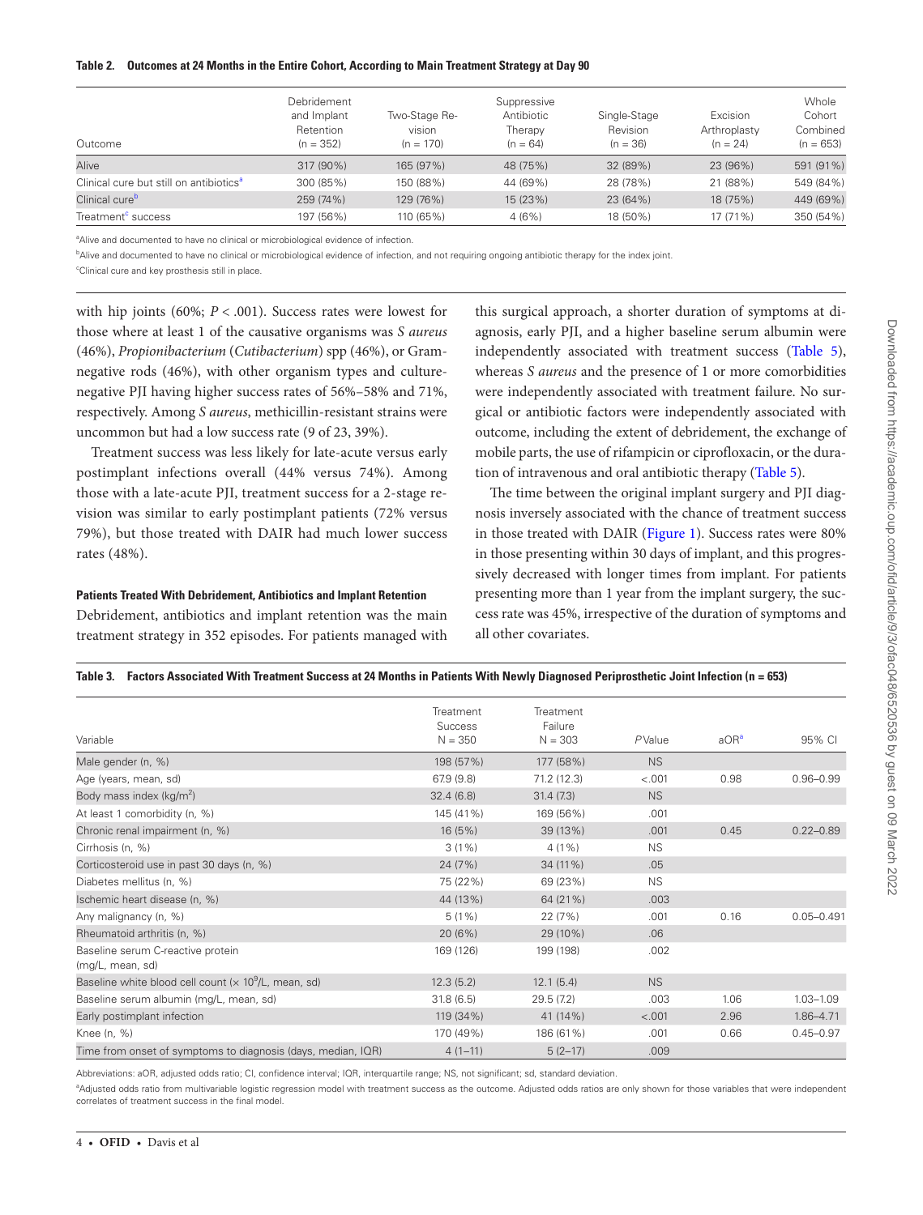**Table 2. Outcomes at 24 Months in the Entire Cohort, According to Main Treatment Strategy at Day 90**

| Outcome | Debridement and Implant Retention (n = 352) | Two-Stage Revision (n = 170) | Suppressive Antibiotic Therapy (n = 64) | Single-Stage Revision (n = 36) | Excision Arthroplasty (n = 24) | Whole Cohort Combined (n = 653) |
|---|---|---|---|---|---|---|
| Alive | 317 (90%) | 165 (97%) | 48 (75%) | 32 (89%) | 23 (96%) | 591 (91%) |
| Clinical cure but still on antibiotics[a] | 300 (85%) | 150 (88%) | 44 (69%) | 28 (78%) | 21 (88%) | 549 (84%) |
| Clinical cure[b] | 259 (74%) | 129 (76%) | 15 (23%) | 23 (64%) | 18 (75%) | 449 (69%) |
| Treatment[c] success | 197 (56%) | 110 (65%) | 4 (6%) | 18 (50%) | 17 (71%) | 350 (54%) |

[a]Alive and documented to have no clinical or microbiological evidence of infection.

[b]Alive and documented to have no clinical or microbiological evidence of infection, and not requiring ongoing antibiotic therapy for the index joint.

[c]Clinical cure and key prosthesis still in place.

with hip joints (60%; $P < .001$). Success rates were lowest for those where at least 1 of the causative organisms was *S aureus* (46%), *Propionibacterium* (*Cutibacterium*) spp (46%), or Gram-negative rods (46%), with other organism types and culture-negative PJI having higher success rates of 56%–58% and 71%, respectively. Among *S aureus*, methicillin-resistant strains were uncommon but had a low success rate (9 of 23, 39%).

Treatment success was less likely for late-acute versus early postimplant infections overall (44% versus 74%). Among those with a late-acute PJI, treatment success for a 2-stage revision was similar to early postimplant patients (72% versus 79%), but those treated with DAIR had much lower success rates (48%).

#### Patients Treated With Debridement, Antibiotics and Implant Retention

Debridement, antibiotics and implant retention was the main treatment strategy in 352 episodes. For patients managed with this surgical approach, a shorter duration of symptoms at diagnosis, early PJI, and a higher baseline serum albumin were independently associated with treatment success (Table 5), whereas *S aureus* and the presence of 1 or more comorbidities were independently associated with treatment failure. No surgical or antibiotic factors were independently associated with outcome, including the extent of debridement, the exchange of mobile parts, the use of rifampicin or ciprofloxacin, or the duration of intravenous and oral antibiotic therapy (Table 5).

The time between the original implant surgery and PJI diagnosis inversely associated with the chance of treatment success in those treated with DAIR (Figure 1). Success rates were 80% in those presenting within 30 days of implant, and this progressively decreased with longer times from implant. For patients presenting more than 1 year from the implant surgery, the success rate was 45%, irrespective of the duration of symptoms and all other covariates.

**Table 3. Factors Associated With Treatment Success at 24 Months in Patients With Newly Diagnosed Periprosthetic Joint Infection (n = 653)**

| Variable | Treatment Success N = 350 | Treatment Failure N = 303 | P Value | aOR[a] | 95% CI |
|---|---|---|---|---|---|
| Male gender (n, %) | 198 (57%) | 177 (58%) | NS | | |
| Age (years, mean, sd) | 67.9 (9.8) | 71.2 (12.3) | <.001 | 0.98 | 0.96–0.99 |
| Body mass index (kg/m$^2$) | 32.4 (6.8) | 31.4 (7.3) | NS | | |
| At least 1 comorbidity (n, %) | 145 (41%) | 169 (56%) | .001 | | |
| Chronic renal impairment (n, %) | 16 (5%) | 39 (13%) | .001 | 0.45 | 0.22–0.89 |
| Cirrhosis (n, %) | 3 (1%) | 4 (1%) | NS | | |
| Corticosteroid use in past 30 days (n, %) | 24 (7%) | 34 (11%) | .05 | | |
| Diabetes mellitus (n, %) | 75 (22%) | 69 (23%) | NS | | |
| Ischemic heart disease (n, %) | 44 (13%) | 64 (21%) | .003 | | |
| Any malignancy (n, %) | 5 (1%) | 22 (7%) | .001 | 0.16 | 0.05–0.491 |
| Rheumatoid arthritis (n, %) | 20 (6%) | 29 (10%) | .06 | | |
| Baseline serum C-reactive protein (mg/L, mean, sd) | 169 (126) | 199 (198) | .002 | | |
| Baseline white blood cell count ($\times 10^9$/L, mean, sd) | 12.3 (5.2) | 12.1 (5.4) | NS | | |
| Baseline serum albumin (mg/L, mean, sd) | 31.8 (6.5) | 29.5 (7.2) | .003 | 1.06 | 1.03–1.09 |
| Early postimplant infection | 119 (34%) | 41 (14%) | <.001 | 2.96 | 1.86–4.71 |
| Knee (n, %) | 170 (49%) | 186 (61%) | .001 | 0.66 | 0.45–0.97 |
| Time from onset of symptoms to diagnosis (days, median, IQR) | 4 (1–11) | 5 (2–17) | .009 | | |

Abbreviations: aOR, adjusted odds ratio; CI, confidence interval; IQR, interquartile range; NS, not significant; sd, standard deviation.

[a]Adjusted odds ratio from multivariable logistic regression model with treatment success as the outcome. Adjusted odds ratios are only shown for those variables that were independent correlates of treatment success in the final model.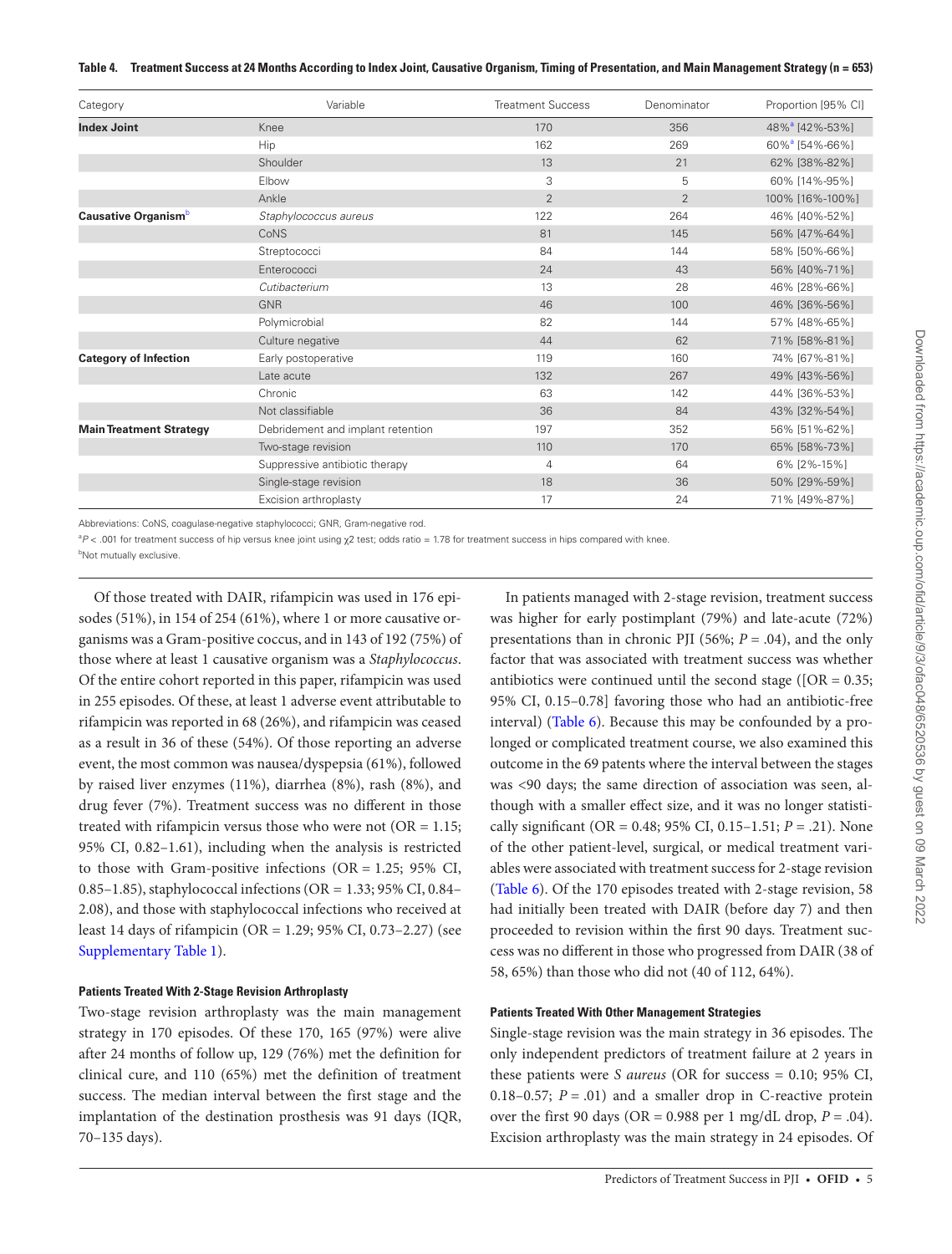**Table 4. Treatment Success at 24 Months According to Index Joint, Causative Organism, Timing of Presentation, and Main Management Strategy (n = 653)**

| Category | Variable | Treatment Success | Denominator | Proportion [95% CI] |
|---|---|---|---|---|
| **Index Joint** | Knee | 170 | 356 | 48%[a] [42%-53%] |
| | Hip | 162 | 269 | 60%[a] [54%-66%] |
| | Shoulder | 13 | 21 | 62% [38%-82%] |
| | Elbow | 3 | 5 | 60% [14%-95%] |
| | Ankle | 2 | 2 | 100% [16%-100%] |
| **Causative Organism**[b] | *Staphylococcus aureus* | 122 | 264 | 46% [40%-52%] |
| | CoNS | 81 | 145 | 56% [47%-64%] |
| | Streptococci | 84 | 144 | 58% [50%-66%] |
| | Enterococci | 24 | 43 | 56% [40%-71%] |
| | *Cutibacterium* | 13 | 28 | 46% [28%-66%] |
| | GNR | 46 | 100 | 46% [36%-56%] |
| | Polymicrobial | 82 | 144 | 57% [48%-65%] |
| | Culture negative | 44 | 62 | 71% [58%-81%] |
| **Category of Infection** | Early postoperative | 119 | 160 | 74% [67%-81%] |
| | Late acute | 132 | 267 | 49% [43%-56%] |
| | Chronic | 63 | 142 | 44% [36%-53%] |
| | Not classifiable | 36 | 84 | 43% [32%-54%] |
| **Main Treatment Strategy** | Debridement and implant retention | 197 | 352 | 56% [51%-62%] |
| | Two-stage revision | 110 | 170 | 65% [58%-73%] |
| | Suppressive antibiotic therapy | 4 | 64 | 6% [2%-15%] |
| | Single-stage revision | 18 | 36 | 50% [29%-59%] |
| | Excision arthroplasty | 17 | 24 | 71% [49%-87%] |

Abbreviations: CoNS, coagulase-negative staphylococci; GNR, Gram-negative rod.

[a] $P < .001$ for treatment success of hip versus knee joint using $\chi 2$ test; odds ratio = 1.78 for treatment success in hips compared with knee.

[b] Not mutually exclusive.

Of those treated with DAIR, rifampicin was used in 176 episodes (51%), in 154 of 254 (61%), where 1 or more causative organisms was a Gram-positive coccus, and in 143 of 192 (75%) of those where at least 1 causative organism was a *Staphylococcus*. Of the entire cohort reported in this paper, rifampicin was used in 255 episodes. Of these, at least 1 adverse event attributable to rifampicin was reported in 68 (26%), and rifampicin was ceased as a result in 36 of these (54%). Of those reporting an adverse event, the most common was nausea/dyspepsia (61%), followed by raised liver enzymes (11%), diarrhea (8%), rash (8%), and drug fever (7%). Treatment success was no different in those treated with rifampicin versus those who were not (OR = 1.15; 95% CI, 0.82–1.61), including when the analysis is restricted to those with Gram-positive infections (OR = 1.25; 95% CI, 0.85–1.85), staphylococcal infections (OR = 1.33; 95% CI, 0.84–2.08), and those with staphylococcal infections who received at least 14 days of rifampicin (OR = 1.29; 95% CI, 0.73–2.27) (see Supplementary Table 1).

#### Patients Treated With 2-Stage Revision Arthroplasty

Two-stage revision arthroplasty was the main management strategy in 170 episodes. Of these 170, 165 (97%) were alive after 24 months of follow up, 129 (76%) met the definition for clinical cure, and 110 (65%) met the definition of treatment success. The median interval between the first stage and the implantation of the destination prosthesis was 91 days (IQR, 70–135 days).

In patients managed with 2-stage revision, treatment success was higher for early postimplant (79%) and late-acute (72%) presentations than in chronic PJI (56%; $P = .04$), and the only factor that was associated with treatment success was whether antibiotics were continued until the second stage ([OR = 0.35; 95% CI, 0.15–0.78] favoring those who had an antibiotic-free interval) (Table 6). Because this may be confounded by a prolonged or complicated treatment course, we also examined this outcome in the 69 patents where the interval between the stages was <90 days; the same direction of association was seen, although with a smaller effect size, and it was no longer statistically significant (OR = 0.48; 95% CI, 0.15–1.51; $P = .21$). None of the other patient-level, surgical, or medical treatment variables were associated with treatment success for 2-stage revision (Table 6). Of the 170 episodes treated with 2-stage revision, 58 had initially been treated with DAIR (before day 7) and then proceeded to revision within the first 90 days. Treatment success was no different in those who progressed from DAIR (38 of 58, 65%) than those who did not (40 of 112, 64%).

#### Patients Treated With Other Management Strategies

Single-stage revision was the main strategy in 36 episodes. The only independent predictors of treatment failure at 2 years in these patients were *S aureus* (OR for success = 0.10; 95% CI, 0.18–0.57; $P = .01$) and a smaller drop in C-reactive protein over the first 90 days (OR = 0.988 per 1 mg/dL drop, $P = .04$). Excision arthroplasty was the main strategy in 24 episodes. Of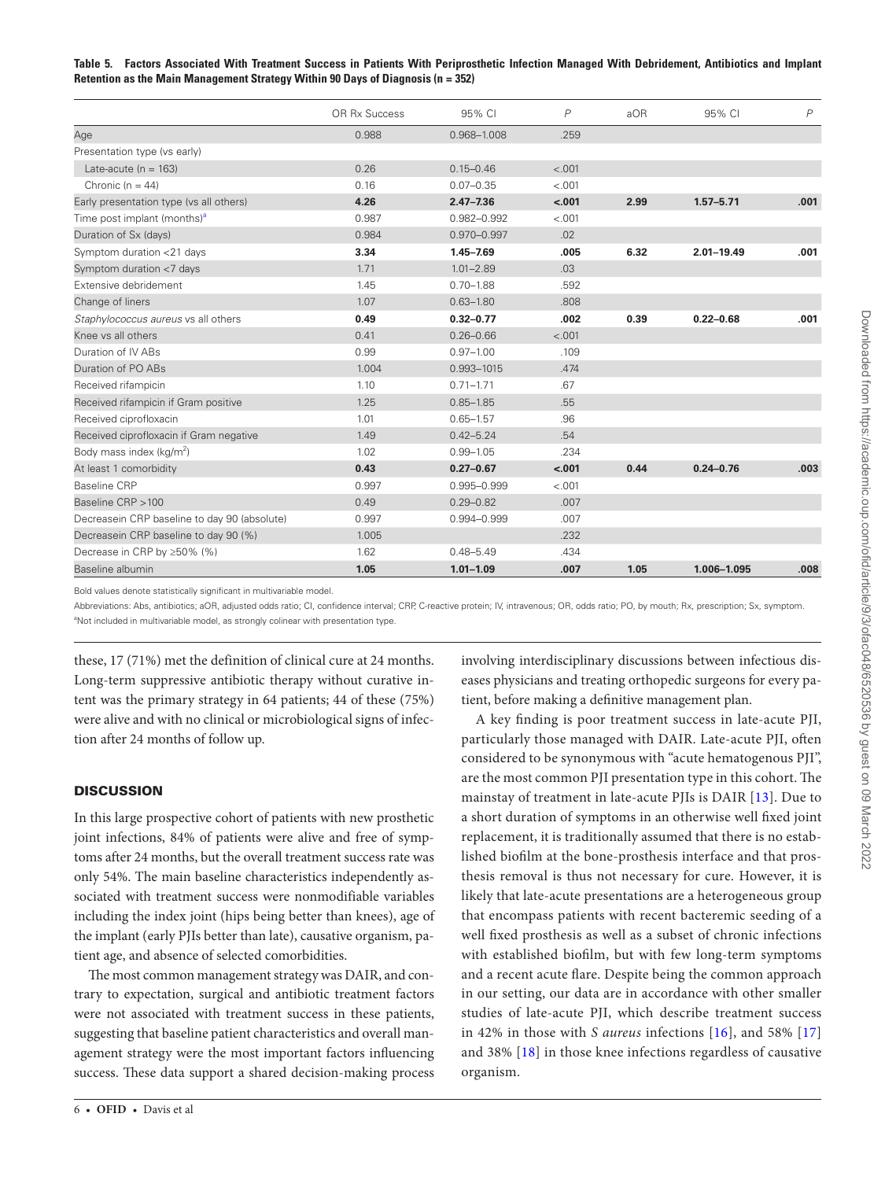**Table 5. Factors Associated With Treatment Success in Patients With Periprosthetic Infection Managed With Debridement, Antibiotics and Implant Retention as the Main Management Strategy Within 90 Days of Diagnosis (n = 352)**

| | OR Rx Success | 95% CI | *P* | aOR | 95% CI | *P* |
|---|---|---|---|---|---|---|
| Age | 0.988 | 0.968–1.008 | .259 | | | |
| Presentation type (vs early) | | | | | | |
| Late-acute (n = 163) | 0.26 | 0.15–0.46 | <.001 | | | |
| Chronic (n = 44) | 0.16 | 0.07–0.35 | <.001 | | | |
| Early presentation type (vs all others) | **4.26** | **2.47–7.36** | **<.001** | **2.99** | **1.57–5.71** | **.001** |
| Time post implant (months)[a] | 0.987 | 0.982–0.992 | <.001 | | | |
| Duration of Sx (days) | 0.984 | 0.970–0.997 | .02 | | | |
| Symptom duration <21 days | **3.34** | **1.45–7.69** | **.005** | **6.32** | **2.01–19.49** | **.001** |
| Symptom duration <7 days | 1.71 | 1.01–2.89 | .03 | | | |
| Extensive debridement | 1.45 | 0.70–1.88 | .592 | | | |
| Change of liners | 1.07 | 0.63–1.80 | .808 | | | |
| *Staphylococcus aureus* vs all others | **0.49** | **0.32–0.77** | **.002** | **0.39** | **0.22–0.68** | **.001** |
| Knee vs all others | 0.41 | 0.26–0.66 | <.001 | | | |
| Duration of IV ABs | 0.99 | 0.97–1.00 | .109 | | | |
| Duration of PO ABs | 1.004 | 0.993–1015 | .474 | | | |
| Received rifampicin | 1.10 | 0.71–1.71 | .67 | | | |
| Received rifampicin if Gram positive | 1.25 | 0.85–1.85 | .55 | | | |
| Received ciprofloxacin | 1.01 | 0.65–1.57 | .96 | | | |
| Received ciprofloxacin if Gram negative | 1.49 | 0.42–5.24 | .54 | | | |
| Body mass index (kg/m$^2$) | 1.02 | 0.99–1.05 | .234 | | | |
| At least 1 comorbidity | **0.43** | **0.27–0.67** | **<.001** | **0.44** | **0.24–0.76** | **.003** |
| Baseline CRP | 0.997 | 0.995–0.999 | <.001 | | | |
| Baseline CRP >100 | 0.49 | 0.29–0.82 | .007 | | | |
| Decreasein CRP baseline to day 90 (absolute) | 0.997 | 0.994–0.999 | .007 | | | |
| Decreasein CRP baseline to day 90 (%) | 1.005 | | .232 | | | |
| Decrease in CRP by ≥50% (%) | 1.62 | 0.48–5.49 | .434 | | | |
| Baseline albumin | **1.05** | **1.01–1.09** | **.007** | **1.05** | **1.006–1.095** | **.008** |

Bold values denote statistically significant in multivariable model.

Abbreviations: Abs, antibiotics; aOR, adjusted odds ratio; CI, confidence interval; CRP, C-reactive protein; IV, intravenous; OR, odds ratio; PO, by mouth; Rx, prescription; Sx, symptom.

[a]Not included in multivariable model, as strongly colinear with presentation type.

these, 17 (71%) met the definition of clinical cure at 24 months. Long-term suppressive antibiotic therapy without curative intent was the primary strategy in 64 patients; 44 of these (75%) were alive and with no clinical or microbiological signs of infection after 24 months of follow up.

## DISCUSSION

In this large prospective cohort of patients with new prosthetic joint infections, 84% of patients were alive and free of symptoms after 24 months, but the overall treatment success rate was only 54%. The main baseline characteristics independently associated with treatment success were nonmodifiable variables including the index joint (hips being better than knees), age of the implant (early PJIs better than late), causative organism, patient age, and absence of selected comorbidities.

The most common management strategy was DAIR, and contrary to expectation, surgical and antibiotic treatment factors were not associated with treatment success in these patients, suggesting that baseline patient characteristics and overall management strategy were the most important factors influencing success. These data support a shared decision-making process involving interdisciplinary discussions between infectious diseases physicians and treating orthopedic surgeons for every patient, before making a definitive management plan.

A key finding is poor treatment success in late-acute PJI, particularly those managed with DAIR. Late-acute PJI, often considered to be synonymous with "acute hematogenous PJI", are the most common PJI presentation type in this cohort. The mainstay of treatment in late-acute PJIs is DAIR [13]. Due to a short duration of symptoms in an otherwise well fixed joint replacement, it is traditionally assumed that there is no established biofilm at the bone-prosthesis interface and that prosthesis removal is thus not necessary for cure. However, it is likely that late-acute presentations are a heterogeneous group that encompass patients with recent bacteremic seeding of a well fixed prosthesis as well as a subset of chronic infections with established biofilm, but with few long-term symptoms and a recent acute flare. Despite being the common approach in our setting, our data are in accordance with other smaller studies of late-acute PJI, which describe treatment success in 42% in those with *S aureus* infections [16], and 58% [17] and 38% [18] in those knee infections regardless of causative organism.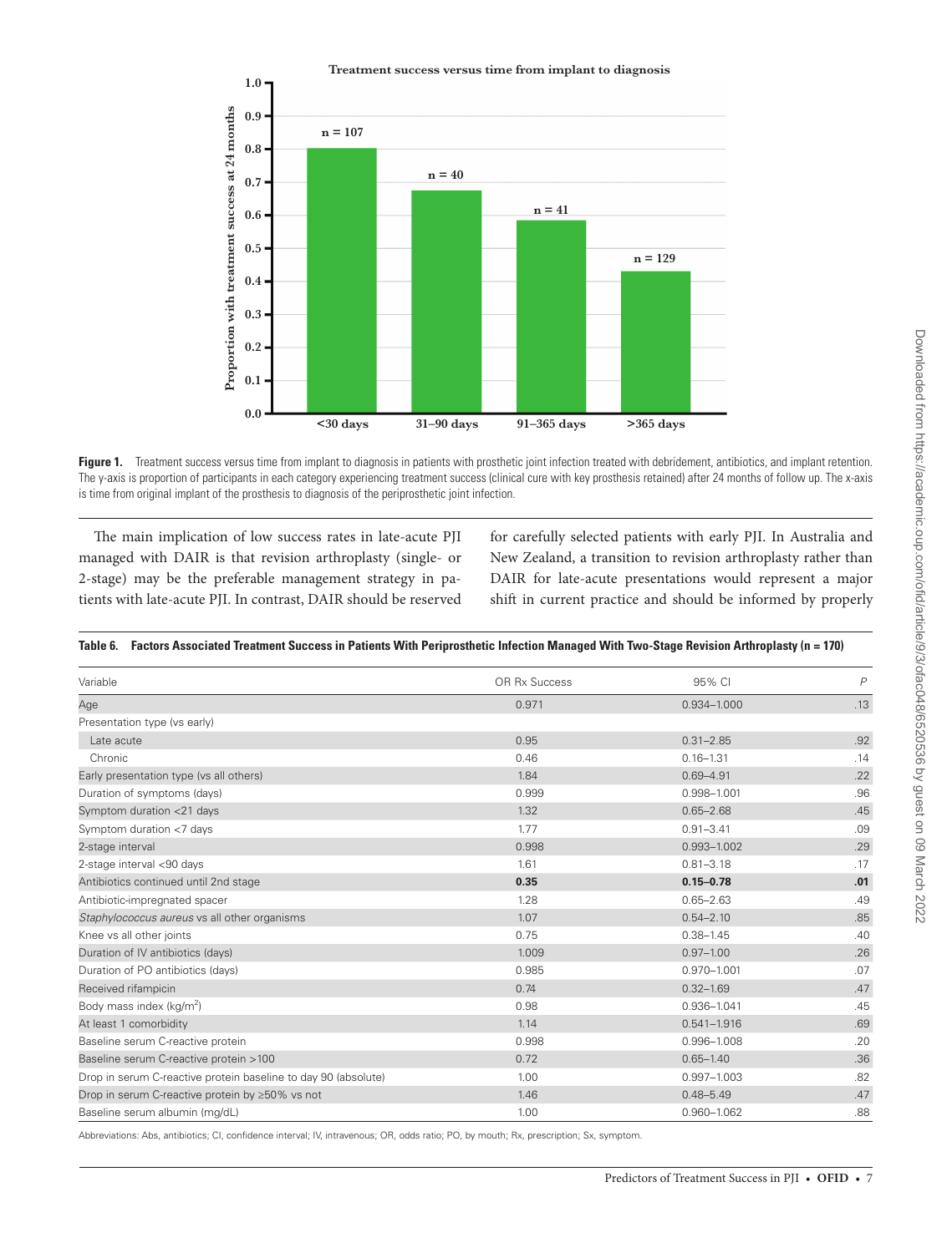**Figure 1.** Treatment success versus time from implant to diagnosis in patients with prosthetic joint infection treated with debridement, antibiotics, and implant retention. The y-axis is proportion of participants in each category experiencing treatment success (clinical cure with key prosthesis retained) after 24 months of follow up. The x-axis is time from original implant of the prosthesis to diagnosis of the periprosthetic joint infection.

The main implication of low success rates in late-acute PJI managed with DAIR is that revision arthroplasty (single- or 2-stage) may be the preferable management strategy in patients with late-acute PJI. In contrast, DAIR should be reserved for carefully selected patients with early PJI. In Australia and New Zealand, a transition to revision arthroplasty rather than DAIR for late-acute presentations would represent a major shift in current practice and should be informed by properly

**Table 6. Factors Associated Treatment Success in Patients With Periprosthetic Infection Managed With Two-Stage Revision Arthroplasty (n = 170)**

| Variable | OR Rx Success | 95% CI | *P* |
|---|---|---|---|
| Age | 0.971 | 0.934–1.000 | .13 |
| Presentation type (vs early) | | | |
| Late acute | 0.95 | 0.31–2.85 | .92 |
| Chronic | 0.46 | 0.16–1.31 | .14 |
| Early presentation type (vs all others) | 1.84 | 0.69–4.91 | .22 |
| Duration of symptoms (days) | 0.999 | 0.998–1.001 | .96 |
| Symptom duration <21 days | 1.32 | 0.65–2.68 | .45 |
| Symptom duration <7 days | 1.77 | 0.91–3.41 | .09 |
| 2-stage interval | 0.998 | 0.993–1.002 | .29 |
| 2-stage interval <90 days | 1.61 | 0.81–3.18 | .17 |
| Antibiotics continued until 2nd stage | **0.35** | **0.15–0.78** | **.01** |
| Antibiotic-impregnated spacer | 1.28 | 0.65–2.63 | .49 |
| *Staphylococcus aureus* vs all other organisms | 1.07 | 0.54–2.10 | .85 |
| Knee vs all other joints | 0.75 | 0.38–1.45 | .40 |
| Duration of IV antibiotics (days) | 1.009 | 0.97–1.00 | .26 |
| Duration of PO antibiotics (days) | 0.985 | 0.970–1.001 | .07 |
| Received rifampicin | 0.74 | 0.32–1.69 | .47 |
| Body mass index (kg/m$^2$) | 0.98 | 0.936–1.041 | .45 |
| At least 1 comorbidity | 1.14 | 0.541–1.916 | .69 |
| Baseline serum C-reactive protein | 0.998 | 0.996–1.008 | .20 |
| Baseline serum C-reactive protein >100 | 0.72 | 0.65–1.40 | .36 |
| Drop in serum C-reactive protein baseline to day 90 (absolute) | 1.00 | 0.997–1.003 | .82 |
| Drop in serum C-reactive protein by ≥50% vs not | 1.46 | 0.48–5.49 | .47 |
| Baseline serum albumin (mg/dL) | 1.00 | 0.960–1.062 | .88 |

Abbreviations: Abs, antibiotics; CI, confidence interval; IV, intravenous; OR, odds ratio; PO, by mouth; Rx, prescription; Sx, symptom.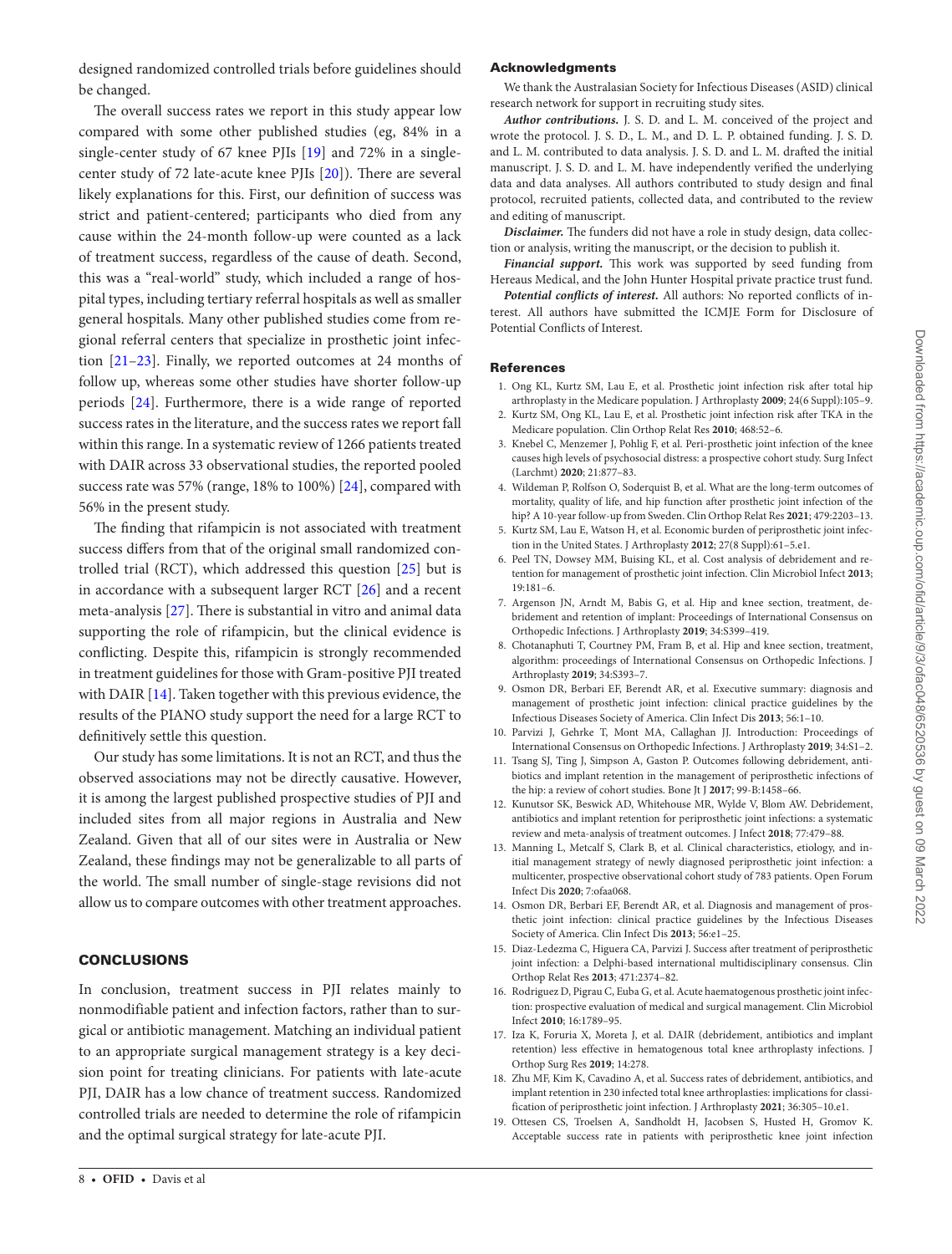designed randomized controlled trials before guidelines should be changed.

The overall success rates we report in this study appear low compared with some other published studies (eg, 84% in a single-center study of 67 knee PJIs [19] and 72% in a single-center study of 72 late-acute knee PJIs [20]). There are several likely explanations for this. First, our definition of success was strict and patient-centered; participants who died from any cause within the 24-month follow-up were counted as a lack of treatment success, regardless of the cause of death. Second, this was a "real-world" study, which included a range of hospital types, including tertiary referral hospitals as well as smaller general hospitals. Many other published studies come from regional referral centers that specialize in prosthetic joint infection [21–23]. Finally, we reported outcomes at 24 months of follow up, whereas some other studies have shorter follow-up periods [24]. Furthermore, there is a wide range of reported success rates in the literature, and the success rates we report fall within this range. In a systematic review of 1266 patients treated with DAIR across 33 observational studies, the reported pooled success rate was 57% (range, 18% to 100%) [24], compared with 56% in the present study.

The finding that rifampicin is not associated with treatment success differs from that of the original small randomized controlled trial (RCT), which addressed this question [25] but is in accordance with a subsequent larger RCT [26] and a recent meta-analysis [27]. There is substantial in vitro and animal data supporting the role of rifampicin, but the clinical evidence is conflicting. Despite this, rifampicin is strongly recommended in treatment guidelines for those with Gram-positive PJI treated with DAIR [14]. Taken together with this previous evidence, the results of the PIANO study support the need for a large RCT to definitively settle this question.

Our study has some limitations. It is not an RCT, and thus the observed associations may not be directly causative. However, it is among the largest published prospective studies of PJI and included sites from all major regions in Australia and New Zealand. Given that all of our sites were in Australia or New Zealand, these findings may not be generalizable to all parts of the world. The small number of single-stage revisions did not allow us to compare outcomes with other treatment approaches.

## CONCLUSIONS

In conclusion, treatment success in PJI relates mainly to nonmodifiable patient and infection factors, rather than to surgical or antibiotic management. Matching an individual patient to an appropriate surgical management strategy is a key decision point for treating clinicians. For patients with late-acute PJI, DAIR has a low chance of treatment success. Randomized controlled trials are needed to determine the role of rifampicin and the optimal surgical strategy for late-acute PJI.

### Acknowledgments

We thank the Australasian Society for Infectious Diseases (ASID) clinical research network for support in recruiting study sites.

***Author contributions.*** J. S. D. and L. M. conceived of the project and wrote the protocol. J. S. D., L. M., and D. L. P. obtained funding. J. S. D. and L. M. contributed to data analysis. J. S. D. and L. M. drafted the initial manuscript. J. S. D. and L. M. have independently verified the underlying data and data analyses. All authors contributed to study design and final protocol, recruited patients, collected data, and contributed to the review and editing of manuscript.

***Disclaimer.*** The funders did not have a role in study design, data collection or analysis, writing the manuscript, or the decision to publish it.

***Financial support.*** This work was supported by seed funding from Hereaus Medical, and the John Hunter Hospital private practice trust fund.

***Potential conflicts of interest.*** All authors: No reported conflicts of interest. All authors have submitted the ICMJE Form for Disclosure of Potential Conflicts of Interest.

### References

1. Ong KL, Kurtz SM, Lau E, et al. Prosthetic joint infection risk after total hip arthroplasty in the Medicare population. J Arthroplasty **2009**; 24(6 Suppl):105–9.
2. Kurtz SM, Ong KL, Lau E, et al. Prosthetic joint infection risk after TKA in the Medicare population. Clin Orthop Relat Res **2010**; 468:52–6.
3. Knebel C, Menzemer J, Pohlig F, et al. Peri-prosthetic joint infection of the knee causes high levels of psychosocial distress: a prospective cohort study. Surg Infect (Larchmt) **2020**; 21:877–83.
4. Wildeman P, Rolfson O, Soderquist B, et al. What are the long-term outcomes of mortality, quality of life, and hip function after prosthetic joint infection of the hip? A 10-year follow-up from Sweden. Clin Orthop Relat Res **2021**; 479:2203–13.
5. Kurtz SM, Lau E, Watson H, et al. Economic burden of periprosthetic joint infection in the United States. J Arthroplasty **2012**; 27(8 Suppl):61–5.e1.
6. Peel TN, Dowsey MM, Buising KL, et al. Cost analysis of debridement and retention for management of prosthetic joint infection. Clin Microbiol Infect **2013**; 19:181–6.
7. Argenson JN, Arndt M, Babis G, et al. Hip and knee section, treatment, debridement and retention of implant: Proceedings of International Consensus on Orthopedic Infections. J Arthroplasty **2019**; 34:S399–419.
8. Chotanaphuti T, Courtney PM, Fram B, et al. Hip and knee section, treatment, algorithm: proceedings of International Consensus on Orthopedic Infections. J Arthroplasty **2019**; 34:S393–7.
9. Osmon DR, Berbari EF, Berendt AR, et al. Executive summary: diagnosis and management of prosthetic joint infection: clinical practice guidelines by the Infectious Diseases Society of America. Clin Infect Dis **2013**; 56:1–10.
10. Parvizi J, Gehrke T, Mont MA, Callaghan JJ. Introduction: Proceedings of International Consensus on Orthopedic Infections. J Arthroplasty **2019**; 34:S1–2.
11. Tsang SJ, Ting J, Simpson A, Gaston P. Outcomes following debridement, antibiotics and implant retention in the management of periprosthetic infections of the hip: a review of cohort studies. Bone Jt J **2017**; 99-B:1458–66.
12. Kunutsor SK, Beswick AD, Whitehouse MR, Wylde V, Blom AW. Debridement, antibiotics and implant retention for periprosthetic joint infections: a systematic review and meta-analysis of treatment outcomes. J Infect **2018**; 77:479–88.
13. Manning L, Metcalf S, Clark B, et al. Clinical characteristics, etiology, and initial management strategy of newly diagnosed periprosthetic joint infection: a multicenter, prospective observational cohort study of 783 patients. Open Forum Infect Dis **2020**; 7:ofaa068.
14. Osmon DR, Berbari EF, Berendt AR, et al. Diagnosis and management of prosthetic joint infection: clinical practice guidelines by the Infectious Diseases Society of America. Clin Infect Dis **2013**; 56:e1–25.
15. Diaz-Ledezma C, Higuera CA, Parvizi J. Success after treatment of periprosthetic joint infection: a Delphi-based international multidisciplinary consensus. Clin Orthop Relat Res **2013**; 471:2374–82.
16. Rodriguez D, Pigrau C, Euba G, et al. Acute haematogenous prosthetic joint infection: prospective evaluation of medical and surgical management. Clin Microbiol Infect **2010**; 16:1789–95.
17. Iza K, Foruria X, Moreta J, et al. DAIR (debridement, antibiotics and implant retention) less effective in hematogenous total knee arthroplasty infections. J Orthop Surg Res **2019**; 14:278.
18. Zhu MF, Kim K, Cavadino A, et al. Success rates of debridement, antibiotics, and implant retention in 230 infected total knee arthroplasties: implications for classification of periprosthetic joint infection. J Arthroplasty **2021**; 36:305–10.e1.
19. Ottesen CS, Troelsen A, Sandholdt H, Jacobsen S, Husted H, Gromov K. Acceptable success rate in patients with periprosthetic knee joint infection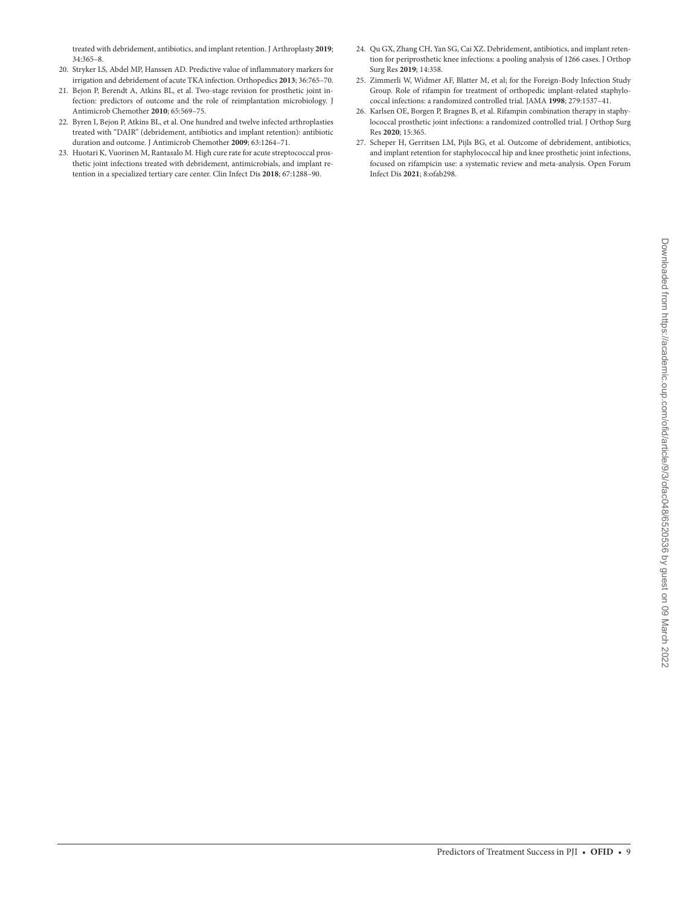treated with debridement, antibiotics, and implant retention. J Arthroplasty **2019**; 34:365–8.

20. Stryker LS, Abdel MP, Hanssen AD. Predictive value of inflammatory markers for irrigation and debridement of acute TKA infection. Orthopedics **2013**; 36:765–70.
21. Bejon P, Berendt A, Atkins BL, et al. Two-stage revision for prosthetic joint infection: predictors of outcome and the role of reimplantation microbiology. J Antimicrob Chemother **2010**; 65:569–75.
22. Byren I, Bejon P, Atkins BL, et al. One hundred and twelve infected arthroplasties treated with "DAIR" (debridement, antibiotics and implant retention): antibiotic duration and outcome. J Antimicrob Chemother **2009**; 63:1264–71.
23. Huotari K, Vuorinen M, Rantasalo M. High cure rate for acute streptococcal prosthetic joint infections treated with debridement, antimicrobials, and implant retention in a specialized tertiary care center. Clin Infect Dis **2018**; 67:1288–90.
24. Qu GX, Zhang CH, Yan SG, Cai XZ. Debridement, antibiotics, and implant retention for periprosthetic knee infections: a pooling analysis of 1266 cases. J Orthop Surg Res **2019**; 14:358.
25. Zimmerli W, Widmer AF, Blatter M, et al; for the Foreign-Body Infection Study Group. Role of rifampin for treatment of orthopedic implant-related staphylococcal infections: a randomized controlled trial. JAMA **1998**; 279:1537–41.
26. Karlsen OE, Borgen P, Bragnes B, et al. Rifampin combination therapy in staphylococcal prosthetic joint infections: a randomized controlled trial. J Orthop Surg Res **2020**; 15:365.
27. Scheper H, Gerritsen LM, Pijls BG, et al. Outcome of debridement, antibiotics, and implant retention for staphylococcal hip and knee prosthetic joint infections, focused on rifampicin use: a systematic review and meta-analysis. Open Forum Infect Dis **2021**; 8:ofab298.